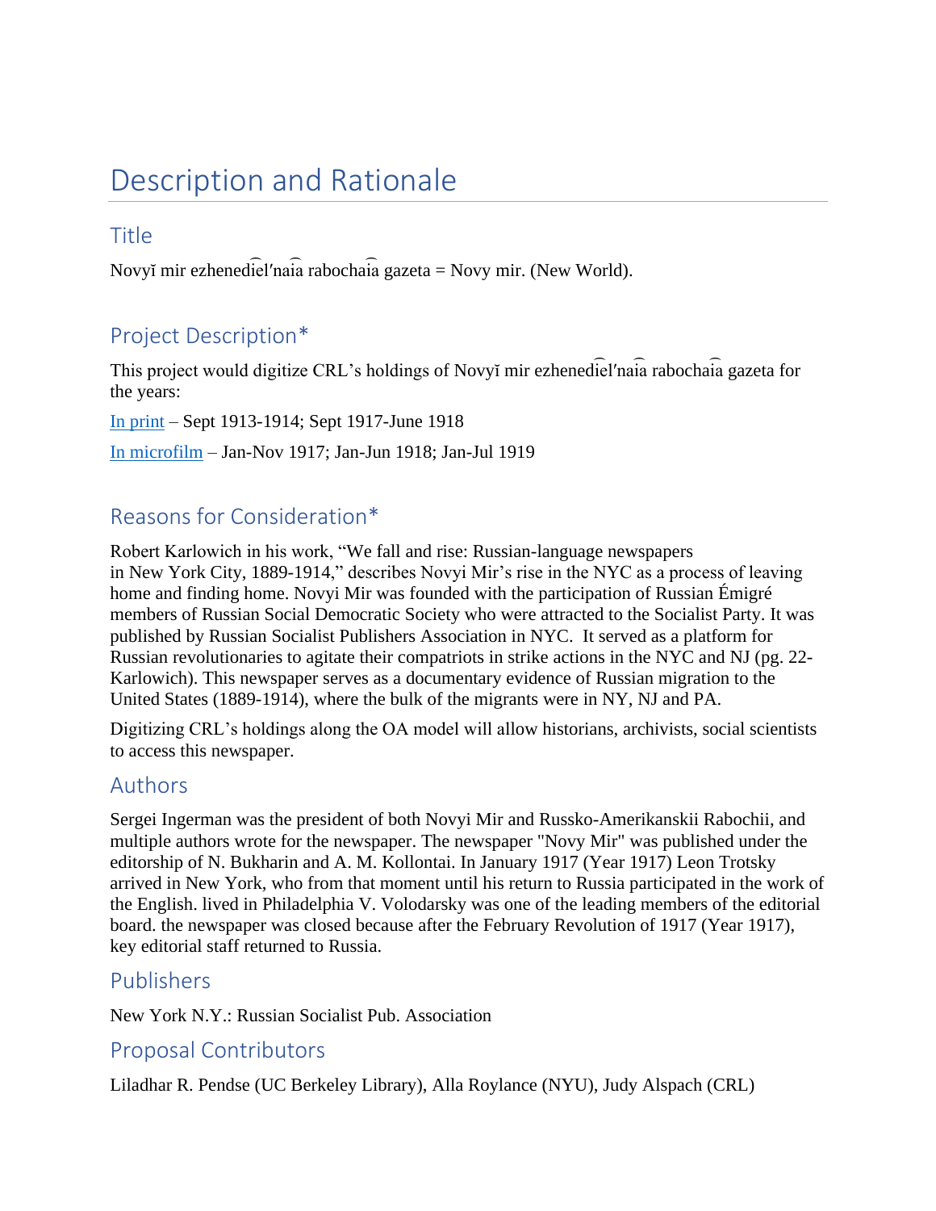# Description and Rationale

## Title

Novyĭ mir ezhenedi͡elʹnai͡a rabochai͡a gazeta = Novy mir. (New World).

## Project Description*

This project would digitize CRL's holdings of Novyĭ mir ezhenedi͡elʹnai͡a rabochai͡a gazeta for the years:

In print – Sept 1913-1914; Sept 1917-June 1918

In microfilm – Jan-Nov 1917; Jan-Jun 1918; Jan-Jul 1919

## Reasons for Consideration*

Robert Karlowich in his work, "We fall and rise: Russian-language newspapers in New York City, 1889-1914," describes Novyi Mir's rise in the NYC as a process of leaving home and finding home. Novyi Mir was founded with the participation of Russian Émigré members of Russian Social Democratic Society who were attracted to the Socialist Party. It was published by Russian Socialist Publishers Association in NYC. It served as a platform for Russian revolutionaries to agitate their compatriots in strike actions in the NYC and NJ (pg. 22-Karlowich). This newspaper serves as a documentary evidence of Russian migration to the United States (1889-1914), where the bulk of the migrants were in NY, NJ and PA.

Digitizing CRL's holdings along the OA model will allow historians, archivists, social scientists to access this newspaper.

## Authors

Sergei Ingerman was the president of both Novyi Mir and Russko-Amerikanskii Rabochii, and multiple authors wrote for the newspaper. The newspaper "Novy Mir" was published under the editorship of N. Bukharin and A. M. Kollontai. In January 1917 (Year 1917) Leon Trotsky arrived in New York, who from that moment until his return to Russia participated in the work of the English. lived in Philadelphia V. Volodarsky was one of the leading members of the editorial board. the newspaper was closed because after the February Revolution of 1917 (Year 1917), key editorial staff returned to Russia.

## Publishers

New York N.Y.: Russian Socialist Pub. Association

## Proposal Contributors

Liladhar R. Pendse (UC Berkeley Library), Alla Roylance (NYU), Judy Alspach (CRL)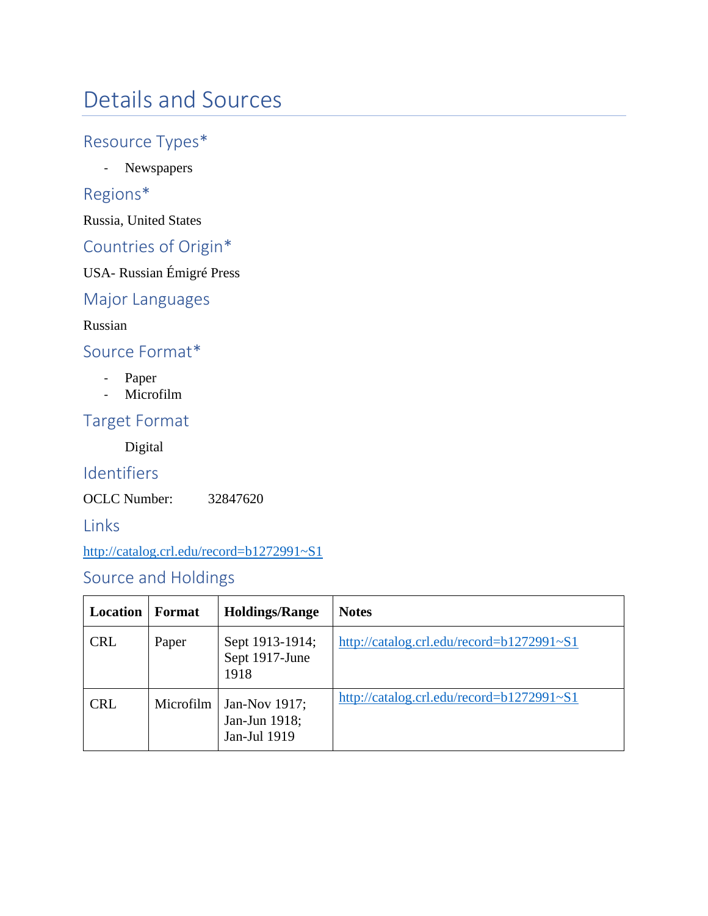# Details and Sources

## Resource Types*

- Newspapers

## Regions*

Russia, United States

## Countries of Origin*

USA- Russian Émigré Press

## Major Languages

Russian

## Source Format*

- Paper
- Microfilm

## Target Format

Digital

## Identifiers

OCLC Number: 32847620

## Links

http://catalog.crl.edu/record=b1272991~S1

## Source and Holdings

| Location | Format | Holdings/Range | Notes |
| --- | --- | --- | --- |
| CRL | Paper | Sept 1913-1914; Sept 1917-June 1918 | http://catalog.crl.edu/record=b1272991~S1 |
| CRL | Microfilm | Jan-Nov 1917; Jan-Jun 1918; Jan-Jul 1919 | http://catalog.crl.edu/record=b1272991~S1 |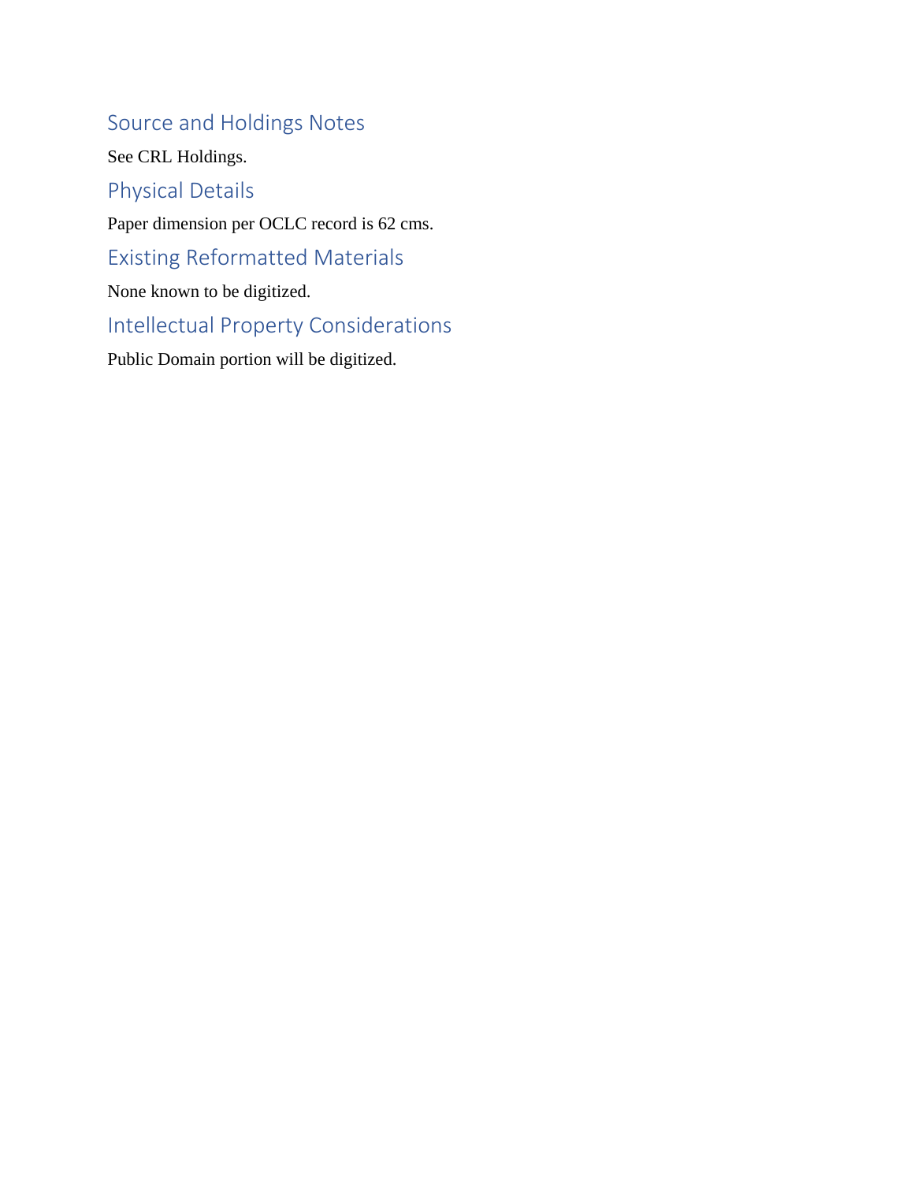## Source and Holdings Notes

See CRL Holdings.

## Physical Details

Paper dimension per OCLC record is 62 cms.

## Existing Reformatted Materials

None known to be digitized.

## Intellectual Property Considerations

Public Domain portion will be digitized.